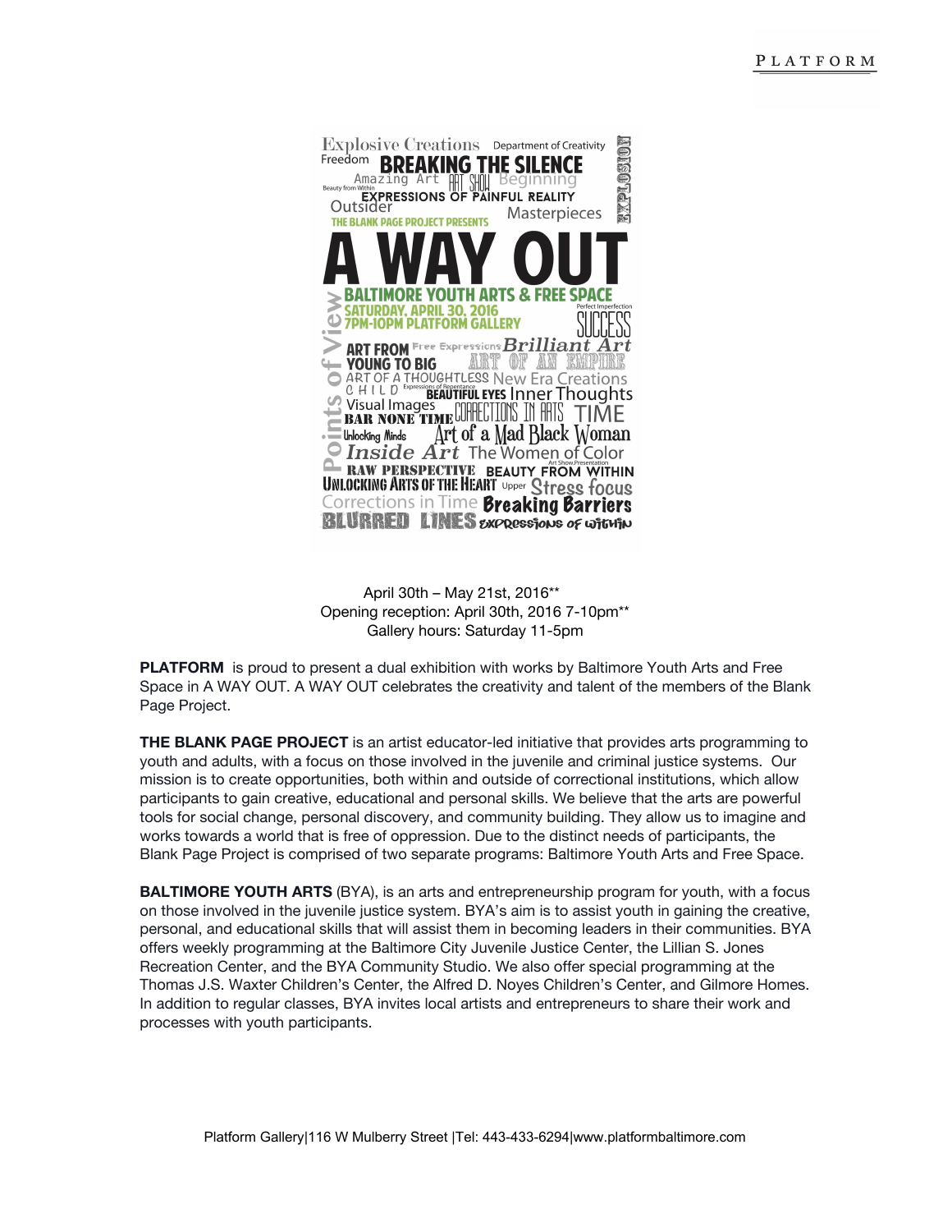# A WAY OUT

THE BLANK PAGE PROJECT PRESENTS

BALTIMORE YOUTH ARTS & FREE SPACE
SATURDAY, APRIL 30, 2016
7PM-10PM PLATFORM GALLERY

Explosive Creations · Department of Creativity · Freedom · BREAKING THE SILENCE · Amazing Art · ART SHOW · Beginning · Beauty from Within · EXPRESSIONS OF PAINFUL REALITY · Outsider · Masterpieces · EXPLOSION · Points of View · Perfect Imperfection · SUCCESS · ART FROM YOUNG TO BIG · Free Expressions · Brilliant Art · ART OF AN EMPIRE · ART OF A THOUGHTLESS CHILD · Expressions of Repentance · New Era Creations · BEAUTIFUL EYES · Inner Thoughts · Visual Images · BAR NONE TIME · CORRECTIONS IN ARTS · TIME · Unlocking Minds · Art of a Mad Black Woman · Inside Art · The Women of Color · Art Show Presentation · RAW PERSPECTIVE · BEAUTY FROM WITHIN · UNLOCKING ARTS OF THE HEART · Upper · Stress focus · Corrections in Time · Breaking Barriers · BLURRED LINES · EXPRESSIONS OF WITHIN

April 30th – May 21st, 2016**
Opening reception: April 30th, 2016 7-10pm**
Gallery hours: Saturday 11-5pm

**PLATFORM** is proud to present a dual exhibition with works by Baltimore Youth Arts and Free Space in A WAY OUT. A WAY OUT celebrates the creativity and talent of the members of the Blank Page Project.

**THE BLANK PAGE PROJECT** is an artist educator-led initiative that provides arts programming to youth and adults, with a focus on those involved in the juvenile and criminal justice systems. Our mission is to create opportunities, both within and outside of correctional institutions, which allow participants to gain creative, educational and personal skills. We believe that the arts are powerful tools for social change, personal discovery, and community building. They allow us to imagine and works towards a world that is free of oppression. Due to the distinct needs of participants, the Blank Page Project is comprised of two separate programs: Baltimore Youth Arts and Free Space.

**BALTIMORE YOUTH ARTS** (BYA), is an arts and entrepreneurship program for youth, with a focus on those involved in the juvenile justice system. BYA's aim is to assist youth in gaining the creative, personal, and educational skills that will assist them in becoming leaders in their communities. BYA offers weekly programming at the Baltimore City Juvenile Justice Center, the Lillian S. Jones Recreation Center, and the BYA Community Studio. We also offer special programming at the Thomas J.S. Waxter Children's Center, the Alfred D. Noyes Children's Center, and Gilmore Homes. In addition to regular classes, BYA invites local artists and entrepreneurs to share their work and processes with youth participants.

Platform Gallery|116 W Mulberry Street |Tel: 443-433-6294|www.platformbaltimore.com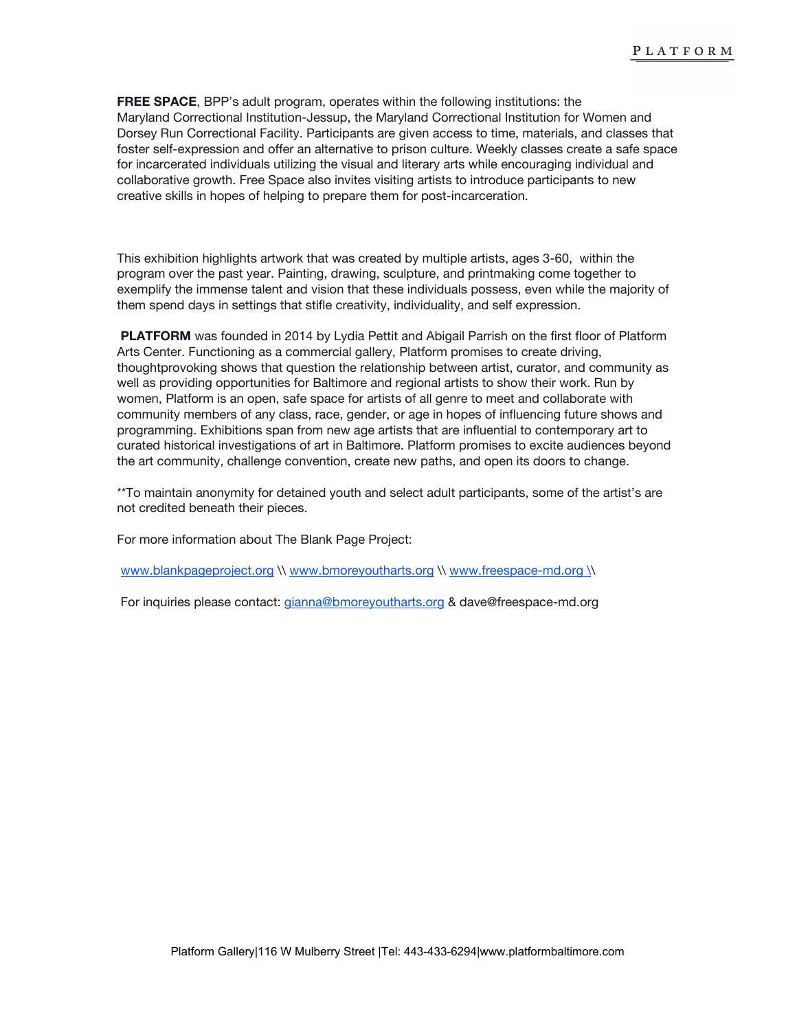**FREE SPACE**, BPP's adult program, operates within the following institutions: the Maryland Correctional Institution-Jessup, the Maryland Correctional Institution for Women and Dorsey Run Correctional Facility. Participants are given access to time, materials, and classes that foster self-expression and offer an alternative to prison culture. Weekly classes create a safe space for incarcerated individuals utilizing the visual and literary arts while encouraging individual and collaborative growth. Free Space also invites visiting artists to introduce participants to new creative skills in hopes of helping to prepare them for post-incarceration.

This exhibition highlights artwork that was created by multiple artists, ages 3-60, within the program over the past year. Painting, drawing, sculpture, and printmaking come together to exemplify the immense talent and vision that these individuals possess, even while the majority of them spend days in settings that stifle creativity, individuality, and self expression.

**PLATFORM** was founded in 2014 by Lydia Pettit and Abigail Parrish on the first floor of Platform Arts Center. Functioning as a commercial gallery, Platform promises to create driving, thoughtprovoking shows that question the relationship between artist, curator, and community as well as providing opportunities for Baltimore and regional artists to show their work. Run by women, Platform is an open, safe space for artists of all genre to meet and collaborate with community members of any class, race, gender, or age in hopes of influencing future shows and programming. Exhibitions span from new age artists that are influential to contemporary art to curated historical investigations of art in Baltimore. Platform promises to excite audiences beyond the art community, challenge convention, create new paths, and open its doors to change.

**To maintain anonymity for detained youth and select adult participants, some of the artist's are not credited beneath their pieces.

For more information about The Blank Page Project:

www.blankpageproject.org \\ www.bmoreyoutharts.org \\ www.freespace-md.org \\

For inquiries please contact: gianna@bmoreyoutharts.org & dave@freespace-md.org

Platform Gallery|116 W Mulberry Street |Tel: 443-433-6294|www.platformbaltimore.com